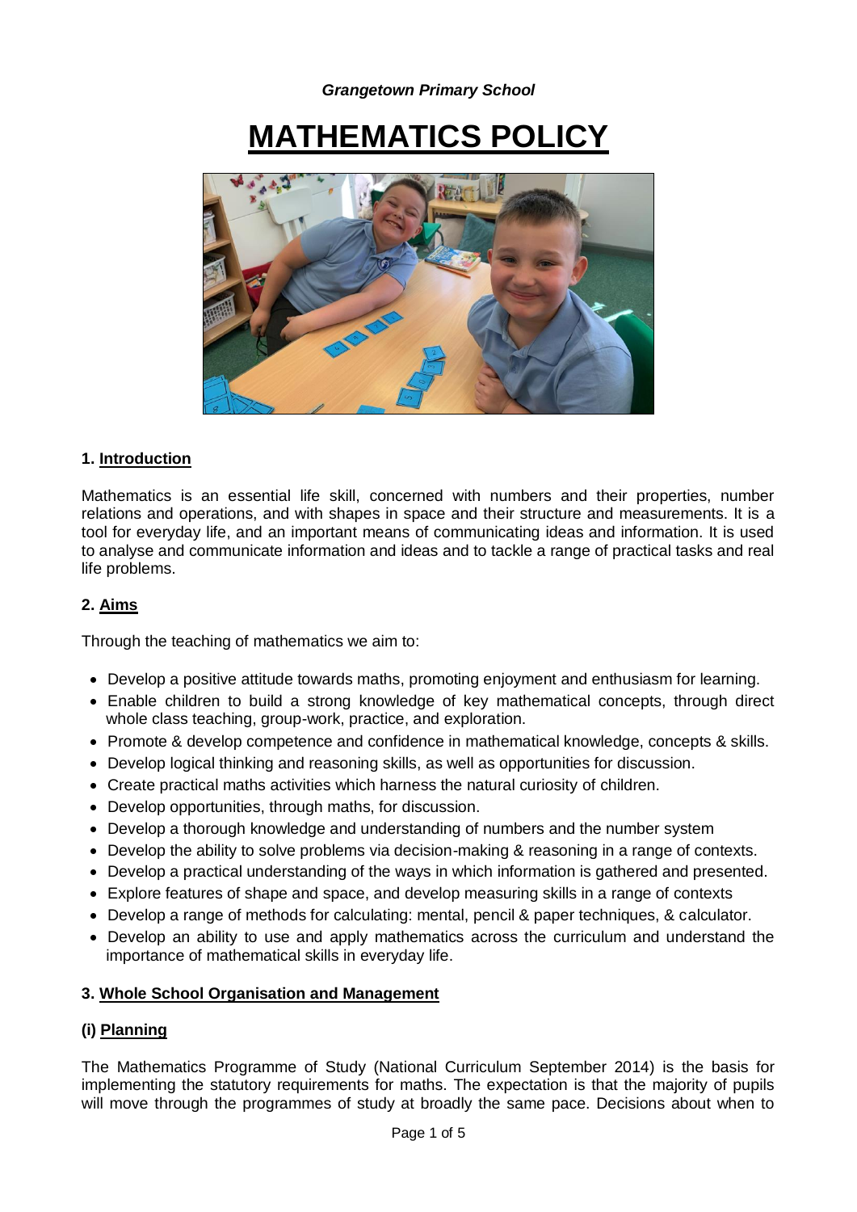*Grangetown Primary School*

# MATHEMATICS POLICY

## 1. Introduction

Mathematics is an essential life skill, concerned with numbers and their properties, number relations and operations, and with shapes in space and their structure and measurements. It is a tool for everyday life, and an important means of communicating ideas and information. It is used to analyse and communicate information and ideas and to tackle a range of practical tasks and real life problems.

## 2. Aims

Through the teaching of mathematics we aim to:

- Develop a positive attitude towards maths, promoting enjoyment and enthusiasm for learning.
- Enable children to build a strong knowledge of key mathematical concepts, through direct whole class teaching, group-work, practice, and exploration.
- Promote & develop competence and confidence in mathematical knowledge, concepts & skills.
- Develop logical thinking and reasoning skills, as well as opportunities for discussion.
- Create practical maths activities which harness the natural curiosity of children.
- Develop opportunities, through maths, for discussion.
- Develop a thorough knowledge and understanding of numbers and the number system
- Develop the ability to solve problems via decision-making & reasoning in a range of contexts.
- Develop a practical understanding of the ways in which information is gathered and presented.
- Explore features of shape and space, and develop measuring skills in a range of contexts
- Develop a range of methods for calculating: mental, pencil & paper techniques, & calculator.
- Develop an ability to use and apply mathematics across the curriculum and understand the importance of mathematical skills in everyday life.

## 3. Whole School Organisation and Management

### (i) Planning

The Mathematics Programme of Study (National Curriculum September 2014) is the basis for implementing the statutory requirements for maths. The expectation is that the majority of pupils will move through the programmes of study at broadly the same pace. Decisions about when to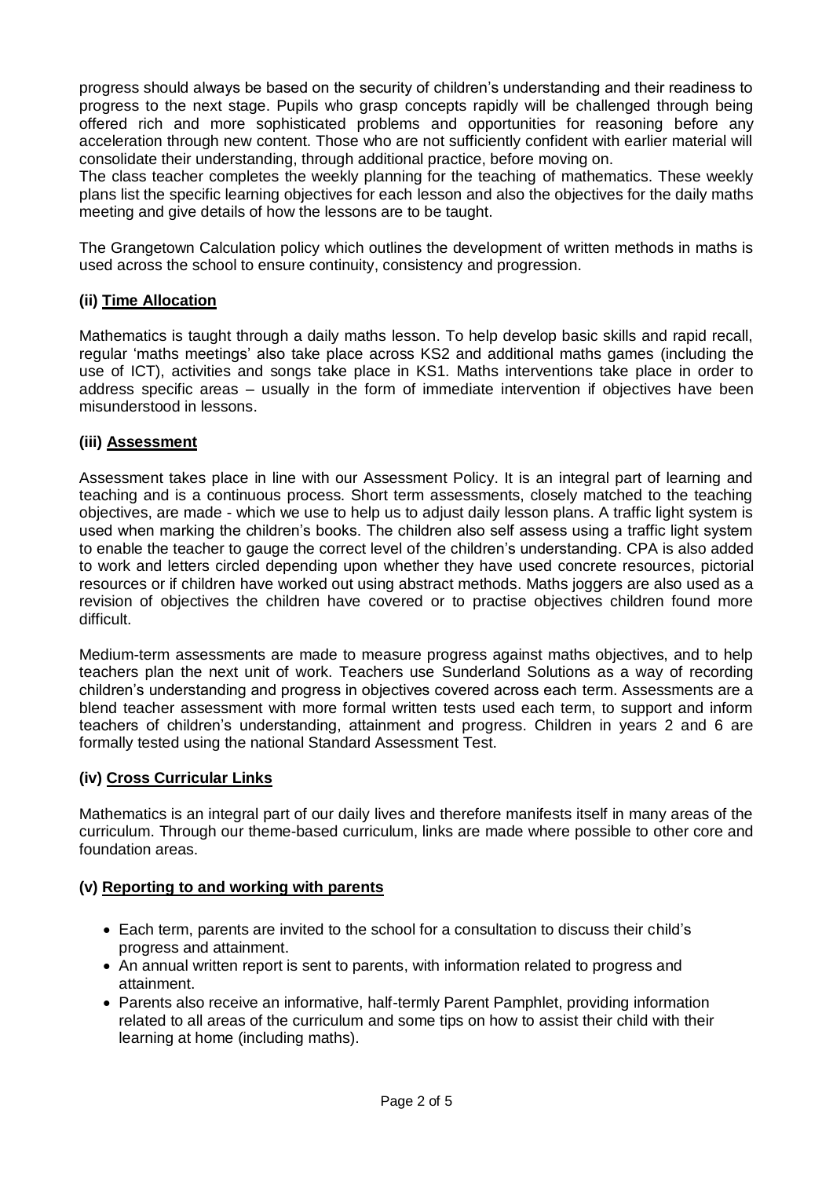progress should always be based on the security of children's understanding and their readiness to progress to the next stage. Pupils who grasp concepts rapidly will be challenged through being offered rich and more sophisticated problems and opportunities for reasoning before any acceleration through new content. Those who are not sufficiently confident with earlier material will consolidate their understanding, through additional practice, before moving on.
The class teacher completes the weekly planning for the teaching of mathematics. These weekly plans list the specific learning objectives for each lesson and also the objectives for the daily maths meeting and give details of how the lessons are to be taught.

The Grangetown Calculation policy which outlines the development of written methods in maths is used across the school to ensure continuity, consistency and progression.

### (ii) Time Allocation

Mathematics is taught through a daily maths lesson. To help develop basic skills and rapid recall, regular 'maths meetings' also take place across KS2 and additional maths games (including the use of ICT), activities and songs take place in KS1. Maths interventions take place in order to address specific areas – usually in the form of immediate intervention if objectives have been misunderstood in lessons.

### (iii) Assessment

Assessment takes place in line with our Assessment Policy. It is an integral part of learning and teaching and is a continuous process. Short term assessments, closely matched to the teaching objectives, are made - which we use to help us to adjust daily lesson plans. A traffic light system is used when marking the children's books. The children also self assess using a traffic light system to enable the teacher to gauge the correct level of the children's understanding. CPA is also added to work and letters circled depending upon whether they have used concrete resources, pictorial resources or if children have worked out using abstract methods. Maths joggers are also used as a revision of objectives the children have covered or to practise objectives children found more difficult.

Medium-term assessments are made to measure progress against maths objectives, and to help teachers plan the next unit of work. Teachers use Sunderland Solutions as a way of recording children's understanding and progress in objectives covered across each term. Assessments are a blend teacher assessment with more formal written tests used each term, to support and inform teachers of children's understanding, attainment and progress. Children in years 2 and 6 are formally tested using the national Standard Assessment Test.

### (iv) Cross Curricular Links

Mathematics is an integral part of our daily lives and therefore manifests itself in many areas of the curriculum. Through our theme-based curriculum, links are made where possible to other core and foundation areas.

### (v) Reporting to and working with parents

- Each term, parents are invited to the school for a consultation to discuss their child's progress and attainment.
- An annual written report is sent to parents, with information related to progress and attainment.
- Parents also receive an informative, half-termly Parent Pamphlet, providing information related to all areas of the curriculum and some tips on how to assist their child with their learning at home (including maths).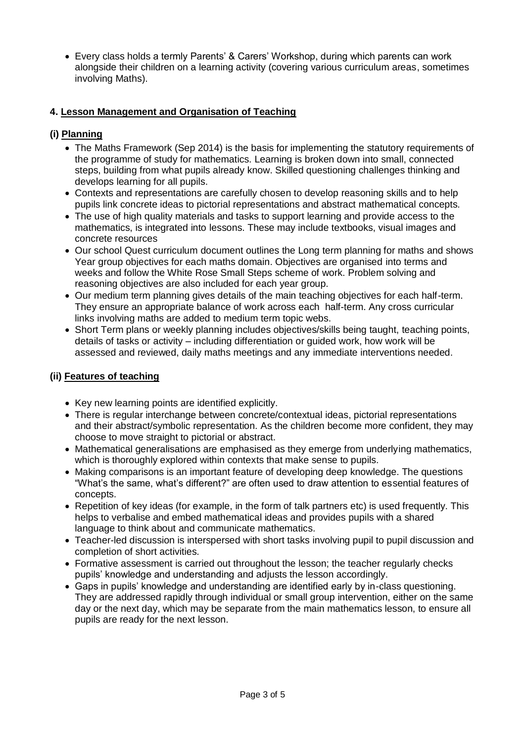- Every class holds a termly Parents' & Carers' Workshop, during which parents can work alongside their children on a learning activity (covering various curriculum areas, sometimes involving Maths).

### 4. Lesson Management and Organisation of Teaching

#### (i) Planning

- The Maths Framework (Sep 2014) is the basis for implementing the statutory requirements of the programme of study for mathematics. Learning is broken down into small, connected steps, building from what pupils already know. Skilled questioning challenges thinking and develops learning for all pupils.
- Contexts and representations are carefully chosen to develop reasoning skills and to help pupils link concrete ideas to pictorial representations and abstract mathematical concepts.
- The use of high quality materials and tasks to support learning and provide access to the mathematics, is integrated into lessons. These may include textbooks, visual images and concrete resources
- Our school Quest curriculum document outlines the Long term planning for maths and shows Year group objectives for each maths domain. Objectives are organised into terms and weeks and follow the White Rose Small Steps scheme of work. Problem solving and reasoning objectives are also included for each year group.
- Our medium term planning gives details of the main teaching objectives for each half-term. They ensure an appropriate balance of work across each half-term. Any cross curricular links involving maths are added to medium term topic webs.
- Short Term plans or weekly planning includes objectives/skills being taught, teaching points, details of tasks or activity – including differentiation or guided work, how work will be assessed and reviewed, daily maths meetings and any immediate interventions needed.

#### (ii) Features of teaching

- Key new learning points are identified explicitly.
- There is regular interchange between concrete/contextual ideas, pictorial representations and their abstract/symbolic representation. As the children become more confident, they may choose to move straight to pictorial or abstract.
- Mathematical generalisations are emphasised as they emerge from underlying mathematics, which is thoroughly explored within contexts that make sense to pupils.
- Making comparisons is an important feature of developing deep knowledge. The questions "What's the same, what's different?" are often used to draw attention to essential features of concepts.
- Repetition of key ideas (for example, in the form of talk partners etc) is used frequently. This helps to verbalise and embed mathematical ideas and provides pupils with a shared language to think about and communicate mathematics.
- Teacher-led discussion is interspersed with short tasks involving pupil to pupil discussion and completion of short activities.
- Formative assessment is carried out throughout the lesson; the teacher regularly checks pupils' knowledge and understanding and adjusts the lesson accordingly.
- Gaps in pupils' knowledge and understanding are identified early by in-class questioning. They are addressed rapidly through individual or small group intervention, either on the same day or the next day, which may be separate from the main mathematics lesson, to ensure all pupils are ready for the next lesson.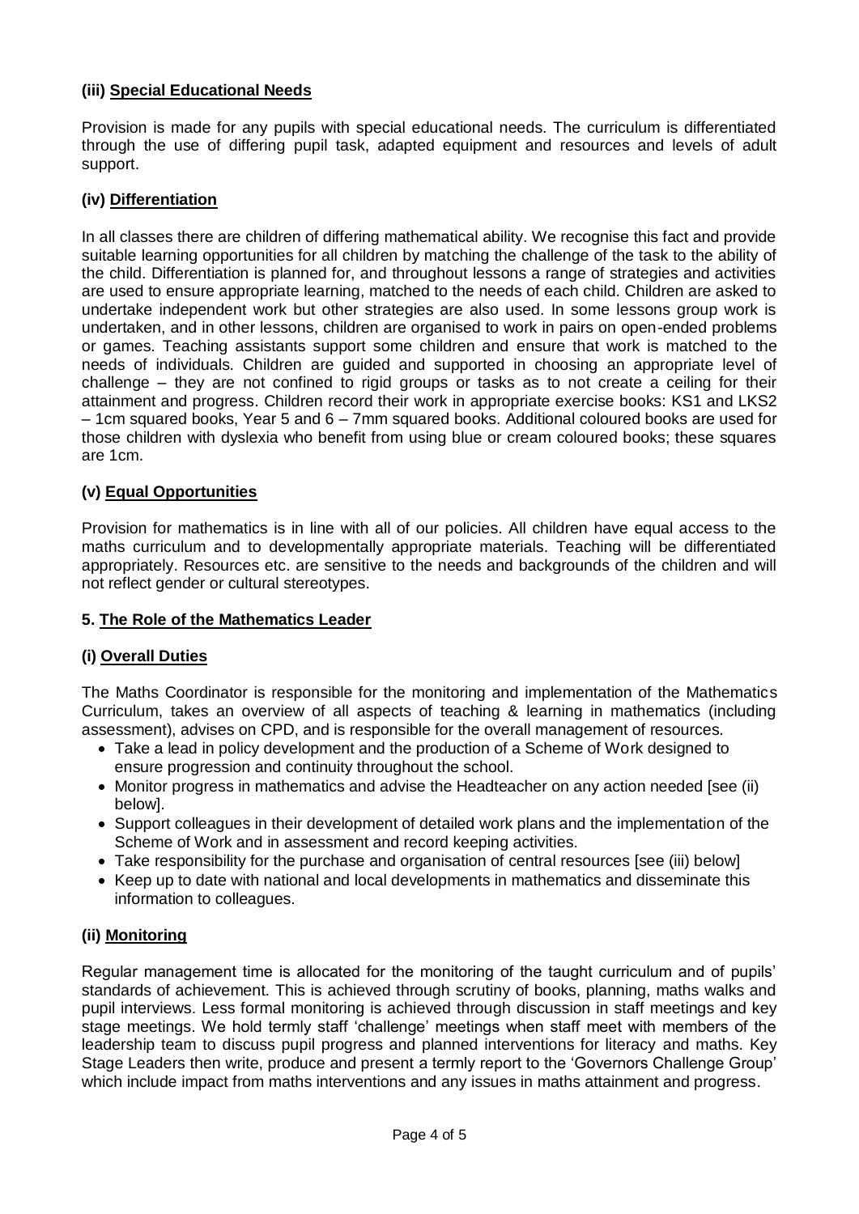### (iii) Special Educational Needs

Provision is made for any pupils with special educational needs. The curriculum is differentiated through the use of differing pupil task, adapted equipment and resources and levels of adult support.

### (iv) Differentiation

In all classes there are children of differing mathematical ability. We recognise this fact and provide suitable learning opportunities for all children by matching the challenge of the task to the ability of the child. Differentiation is planned for, and throughout lessons a range of strategies and activities are used to ensure appropriate learning, matched to the needs of each child. Children are asked to undertake independent work but other strategies are also used. In some lessons group work is undertaken, and in other lessons, children are organised to work in pairs on open-ended problems or games. Teaching assistants support some children and ensure that work is matched to the needs of individuals. Children are guided and supported in choosing an appropriate level of challenge – they are not confined to rigid groups or tasks as to not create a ceiling for their attainment and progress. Children record their work in appropriate exercise books: KS1 and LKS2 – 1cm squared books, Year 5 and 6 – 7mm squared books. Additional coloured books are used for those children with dyslexia who benefit from using blue or cream coloured books; these squares are 1cm.

### (v) Equal Opportunities

Provision for mathematics is in line with all of our policies. All children have equal access to the maths curriculum and to developmentally appropriate materials. Teaching will be differentiated appropriately. Resources etc. are sensitive to the needs and backgrounds of the children and will not reflect gender or cultural stereotypes.

## 5. The Role of the Mathematics Leader

### (i) Overall Duties

The Maths Coordinator is responsible for the monitoring and implementation of the Mathematics Curriculum, takes an overview of all aspects of teaching & learning in mathematics (including assessment), advises on CPD, and is responsible for the overall management of resources.

- Take a lead in policy development and the production of a Scheme of Work designed to ensure progression and continuity throughout the school.
- Monitor progress in mathematics and advise the Headteacher on any action needed [see (ii) below].
- Support colleagues in their development of detailed work plans and the implementation of the Scheme of Work and in assessment and record keeping activities.
- Take responsibility for the purchase and organisation of central resources [see (iii) below]
- Keep up to date with national and local developments in mathematics and disseminate this information to colleagues.

### (ii) Monitoring

Regular management time is allocated for the monitoring of the taught curriculum and of pupils' standards of achievement. This is achieved through scrutiny of books, planning, maths walks and pupil interviews. Less formal monitoring is achieved through discussion in staff meetings and key stage meetings. We hold termly staff 'challenge' meetings when staff meet with members of the leadership team to discuss pupil progress and planned interventions for literacy and maths. Key Stage Leaders then write, produce and present a termly report to the 'Governors Challenge Group' which include impact from maths interventions and any issues in maths attainment and progress.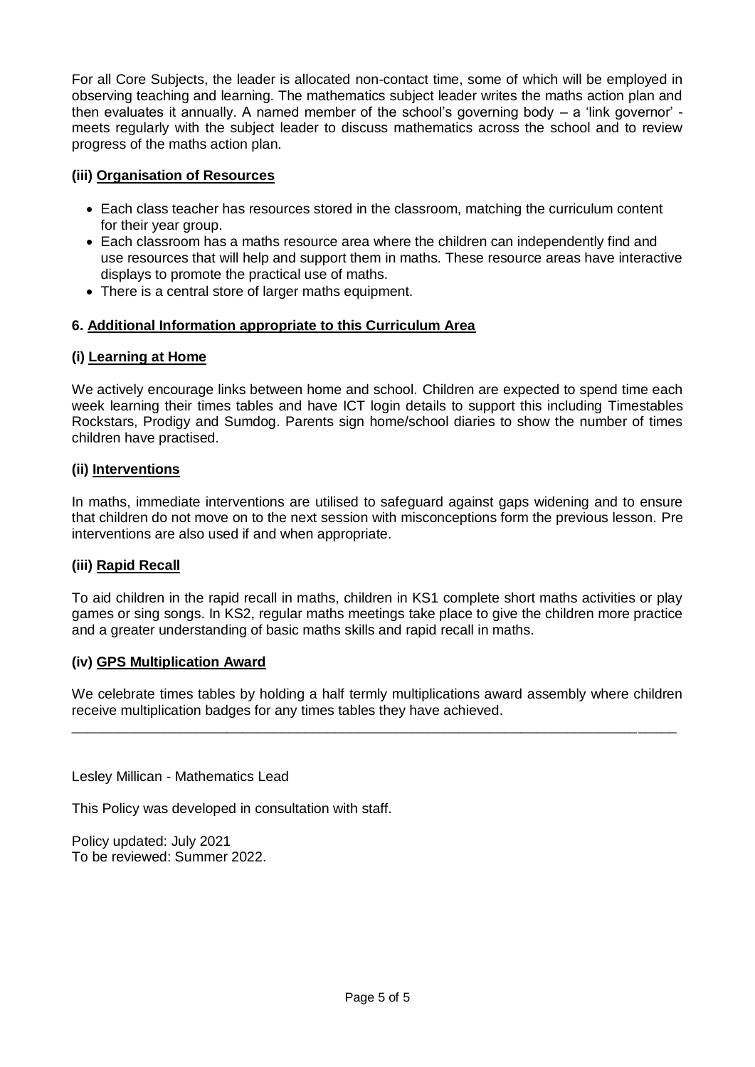For all Core Subjects, the leader is allocated non-contact time, some of which will be employed in observing teaching and learning. The mathematics subject leader writes the maths action plan and then evaluates it annually. A named member of the school's governing body – a 'link governor' - meets regularly with the subject leader to discuss mathematics across the school and to review progress of the maths action plan.

### (iii) Organisation of Resources

- Each class teacher has resources stored in the classroom, matching the curriculum content for their year group.
- Each classroom has a maths resource area where the children can independently find and use resources that will help and support them in maths. These resource areas have interactive displays to promote the practical use of maths.
- There is a central store of larger maths equipment.

## 6. Additional Information appropriate to this Curriculum Area

### (i) Learning at Home

We actively encourage links between home and school. Children are expected to spend time each week learning their times tables and have ICT login details to support this including Timestables Rockstars, Prodigy and Sumdog. Parents sign home/school diaries to show the number of times children have practised.

### (ii) Interventions

In maths, immediate interventions are utilised to safeguard against gaps widening and to ensure that children do not move on to the next session with misconceptions form the previous lesson. Pre interventions are also used if and when appropriate.

### (iii) Rapid Recall

To aid children in the rapid recall in maths, children in KS1 complete short maths activities or play games or sing songs. In KS2, regular maths meetings take place to give the children more practice and a greater understanding of basic maths skills and rapid recall in maths.

### (iv) GPS Multiplication Award

We celebrate times tables by holding a half termly multiplications award assembly where children receive multiplication badges for any times tables they have achieved.

---

Lesley Millican - Mathematics Lead

This Policy was developed in consultation with staff.

Policy updated: July 2021
To be reviewed: Summer 2022.